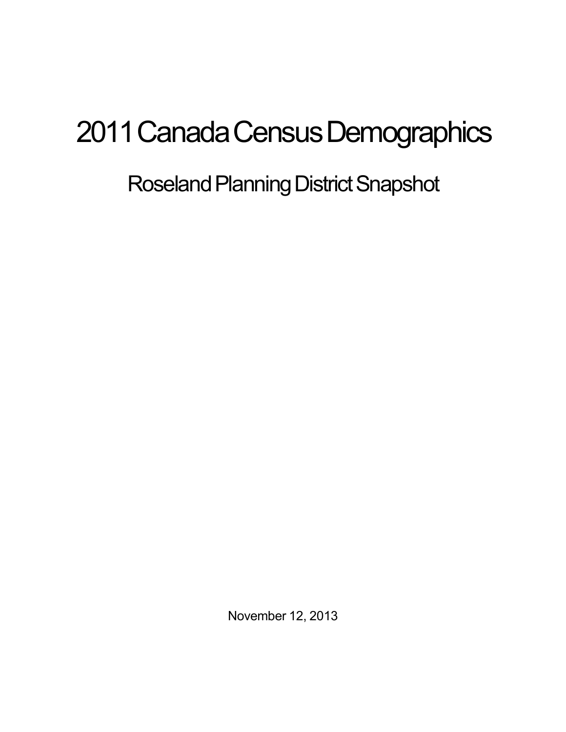# 2011 Canada Census Demographics

## Roseland Planning District Snapshot

November 12, 2013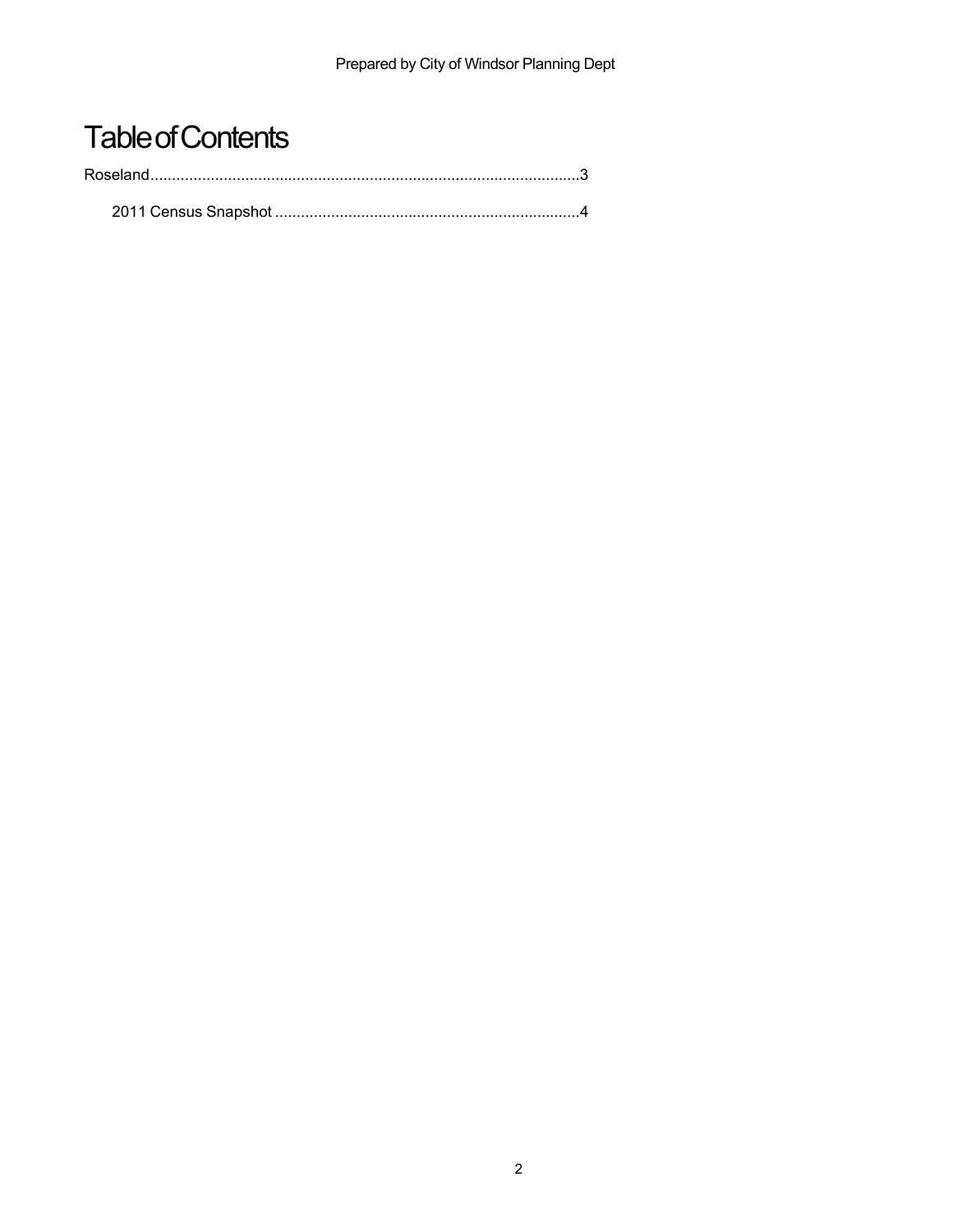# Table of Contents

Roseland....................................................................................................3

2011 Census Snapshot .......................................................................4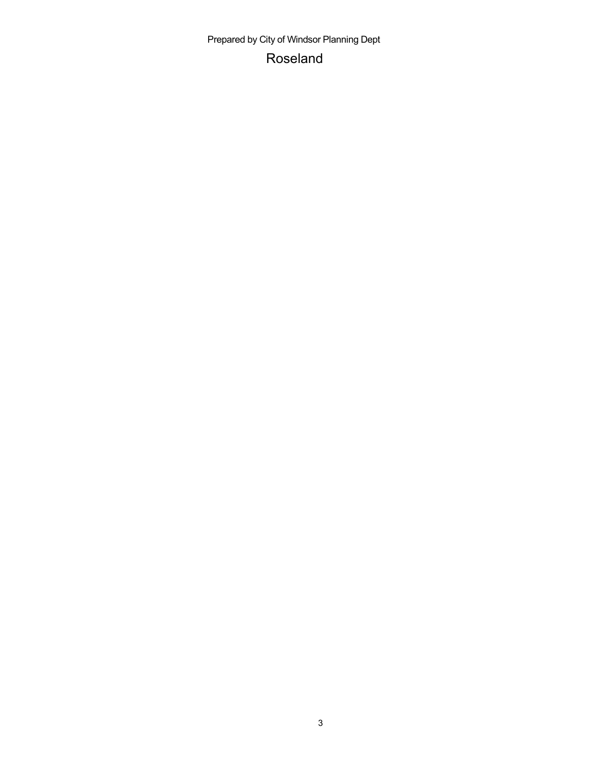Prepared by City of Windsor Planning Dept

# Roseland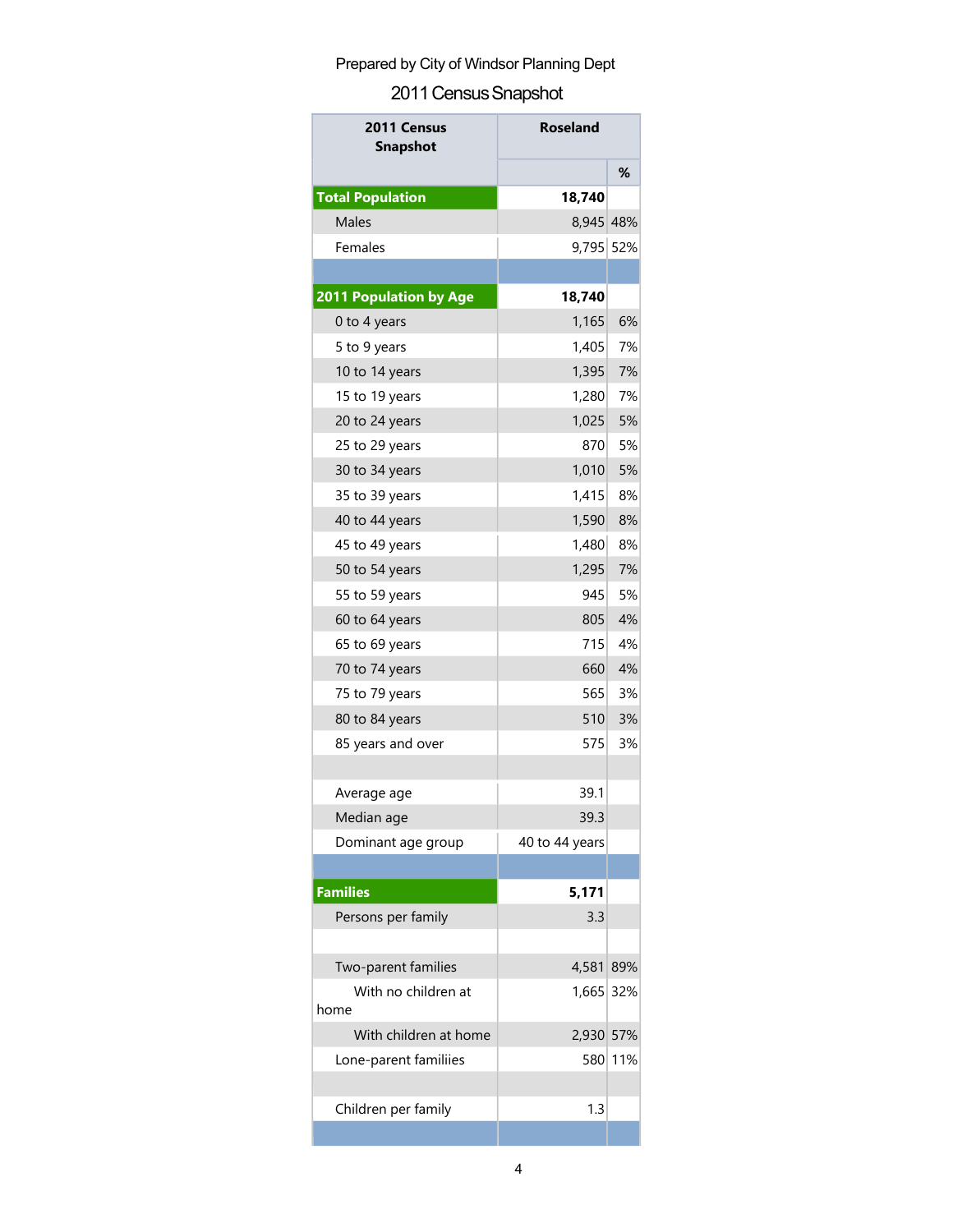Prepared by City of Windsor Planning Dept

## 2011 Census Snapshot

| 2011 Census Snapshot | Roseland | |
|---|---|---|
| | | % |
| **Total Population** | **18,740** | |
| Males | 8,945 | 48% |
| Females | 9,795 | 52% |
| | | |
| **2011 Population by Age** | **18,740** | |
| 0 to 4 years | 1,165 | 6% |
| 5 to 9 years | 1,405 | 7% |
| 10 to 14 years | 1,395 | 7% |
| 15 to 19 years | 1,280 | 7% |
| 20 to 24 years | 1,025 | 5% |
| 25 to 29 years | 870 | 5% |
| 30 to 34 years | 1,010 | 5% |
| 35 to 39 years | 1,415 | 8% |
| 40 to 44 years | 1,590 | 8% |
| 45 to 49 years | 1,480 | 8% |
| 50 to 54 years | 1,295 | 7% |
| 55 to 59 years | 945 | 5% |
| 60 to 64 years | 805 | 4% |
| 65 to 69 years | 715 | 4% |
| 70 to 74 years | 660 | 4% |
| 75 to 79 years | 565 | 3% |
| 80 to 84 years | 510 | 3% |
| 85 years and over | 575 | 3% |
| | | |
| Average age | 39.1 | |
| Median age | 39.3 | |
| Dominant age group | 40 to 44 years | |
| | | |
| **Families** | **5,171** | |
| Persons per family | 3.3 | |
| | | |
| Two-parent families | 4,581 | 89% |
| With no children at home | 1,665 | 32% |
| With children at home | 2,930 | 57% |
| Lone-parent familiies | 580 | 11% |
| | | |
| Children per family | 1.3 | |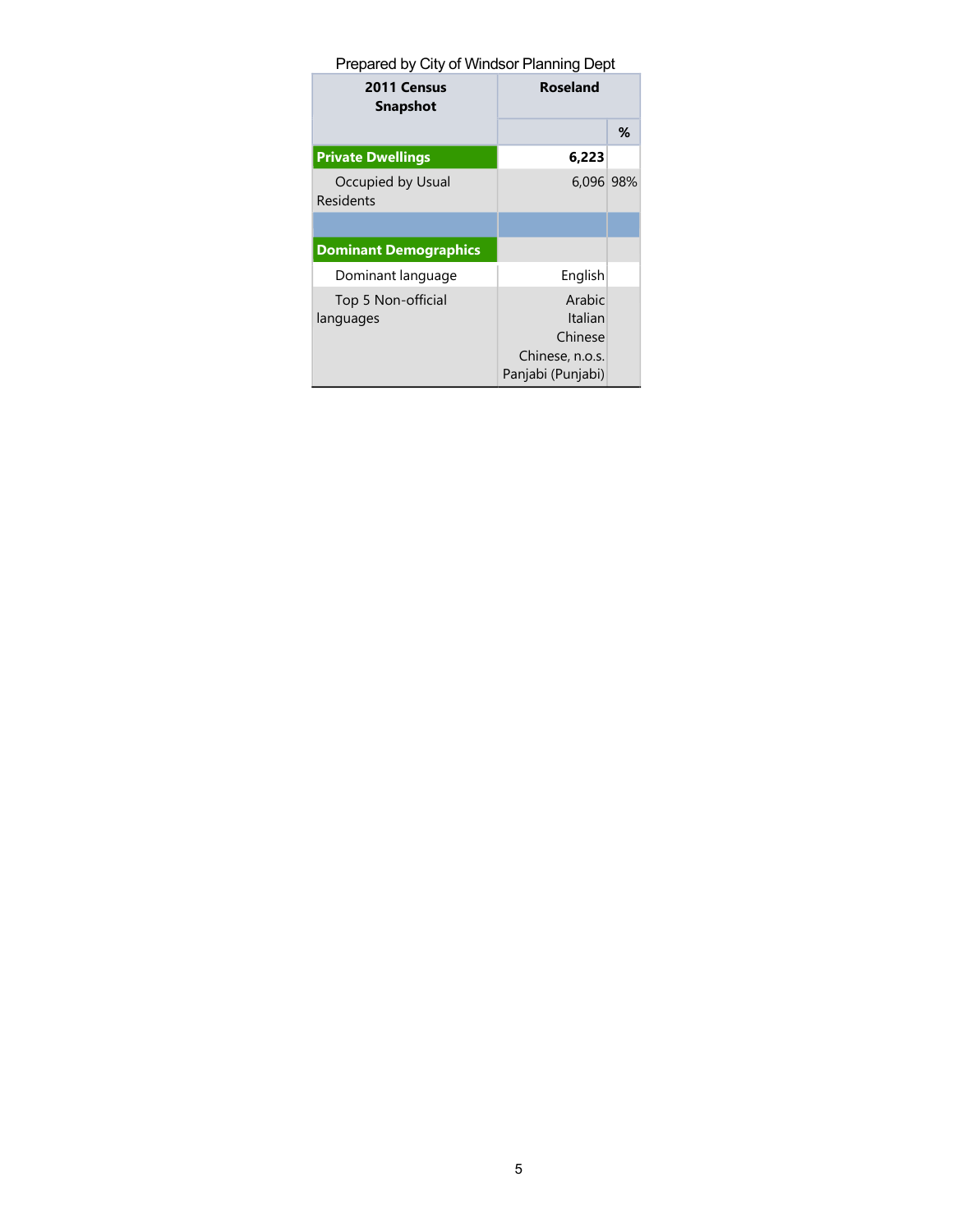Prepared by City of Windsor Planning Dept

| 2011 Census Snapshot | Roseland | |
|---|---|---|
| | | % |
| **Private Dwellings** | **6,223** | |
| Occupied by Usual Residents | 6,096 | 98% |
| | | |
| **Dominant Demographics** | | |
| Dominant language | English | |
| Top 5 Non-official languages | Arabic<br>Italian<br>Chinese<br>Chinese, n.o.s.<br>Panjabi (Punjabi) | |